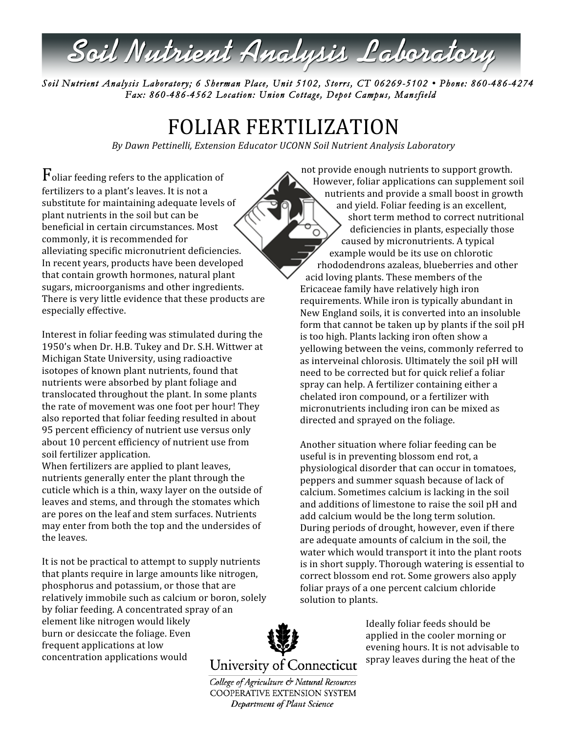# Soil Nutrient Analysis Laboratory

*Soil Nutrient Analysis Laboratory; 6 Sherman Place, Unit 5102, Storrs, CT 06269-5102 • Phone: 860-486-4274 Fax: 860-486-4562 Location: Union Cottage, Depot Campus, Mansfield*

# FOLIAR FERTILIZATION

*By Dawn Pettinelli, Extension Educator UCONN Soil Nutrient Analysis Laboratory*

Foliar feeding refers to the application of fertilizers to a plant's leaves. It is not a substitute for maintaining adequate levels of plant nutrients in the soil but can be beneficial in certain circumstances. Most commonly, it is recommended for alleviating specific micronutrient deficiencies. In recent years, products have been developed that contain growth hormones, natural plant sugars, microorganisms and other ingredients. There is very little evidence that these products are especially effective.

Interest in foliar feeding was stimulated during the 1950's when Dr. H.B. Tukey and Dr. S.H. Wittwer at Michigan State University, using radioactive isotopes of known plant nutrients, found that nutrients were absorbed by plant foliage and translocated throughout the plant. In some plants the rate of movement was one foot per hour! They also reported that foliar feeding resulted in about 95 percent efficiency of nutrient use versus only about 10 percent efficiency of nutrient use from soil fertilizer application.

When fertilizers are applied to plant leaves, nutrients generally enter the plant through the cuticle which is a thin, waxy layer on the outside of leaves and stems, and through the stomates which are pores on the leaf and stem surfaces. Nutrients may enter from both the top and the undersides of the leaves.

It is not be practical to attempt to supply nutrients that plants require in large amounts like nitrogen, phosphorus and potassium, or those that are relatively immobile such as calcium or boron, solely by foliar feeding. A concentrated spray of an element like nitrogen would likely burn or desiccate the foliage. Even frequent applications at low concentration applications would not provide enough nutrients to support growth. However, foliar applications can supplement soil nutrients and provide a small boost in growth and yield. Foliar feeding is an excellent, short term method to correct nutritional deficiencies in plants, especially those caused by micronutrients. A typical example would be its use on chlorotic rhododendrons azaleas, blueberries and other acid loving plants. These members of the Ericaceae family have relatively high iron requirements. While iron is typically abundant in New England soils, it is converted into an insoluble form that cannot be taken up by plants if the soil pH is too high. Plants lacking iron often show a yellowing between the veins, commonly referred to as interveinal chlorosis. Ultimately the soil pH will need to be corrected but for quick relief a foliar spray can help. A fertilizer containing either a chelated iron compound, or a fertilizer with micronutrients including iron can be mixed as directed and sprayed on the foliage.

Another situation where foliar feeding can be useful is in preventing blossom end rot, a physiological disorder that can occur in tomatoes, peppers and summer squash because of lack of calcium. Sometimes calcium is lacking in the soil and additions of limestone to raise the soil pH and add calcium would be the long term solution. During periods of drought, however, even if there are adequate amounts of calcium in the soil, the water which would transport it into the plant roots is in short supply. Thorough watering is essential to correct blossom end rot. Some growers also apply foliar prays of a one percent calcium chloride solution to plants.

Ideally foliar feeds should be applied in the cooler morning or evening hours. It is not advisable to spray leaves during the heat of the

University of Connecticut
*College of Agriculture & Natural Resources*
COOPERATIVE EXTENSION SYSTEM
*Department of Plant Science*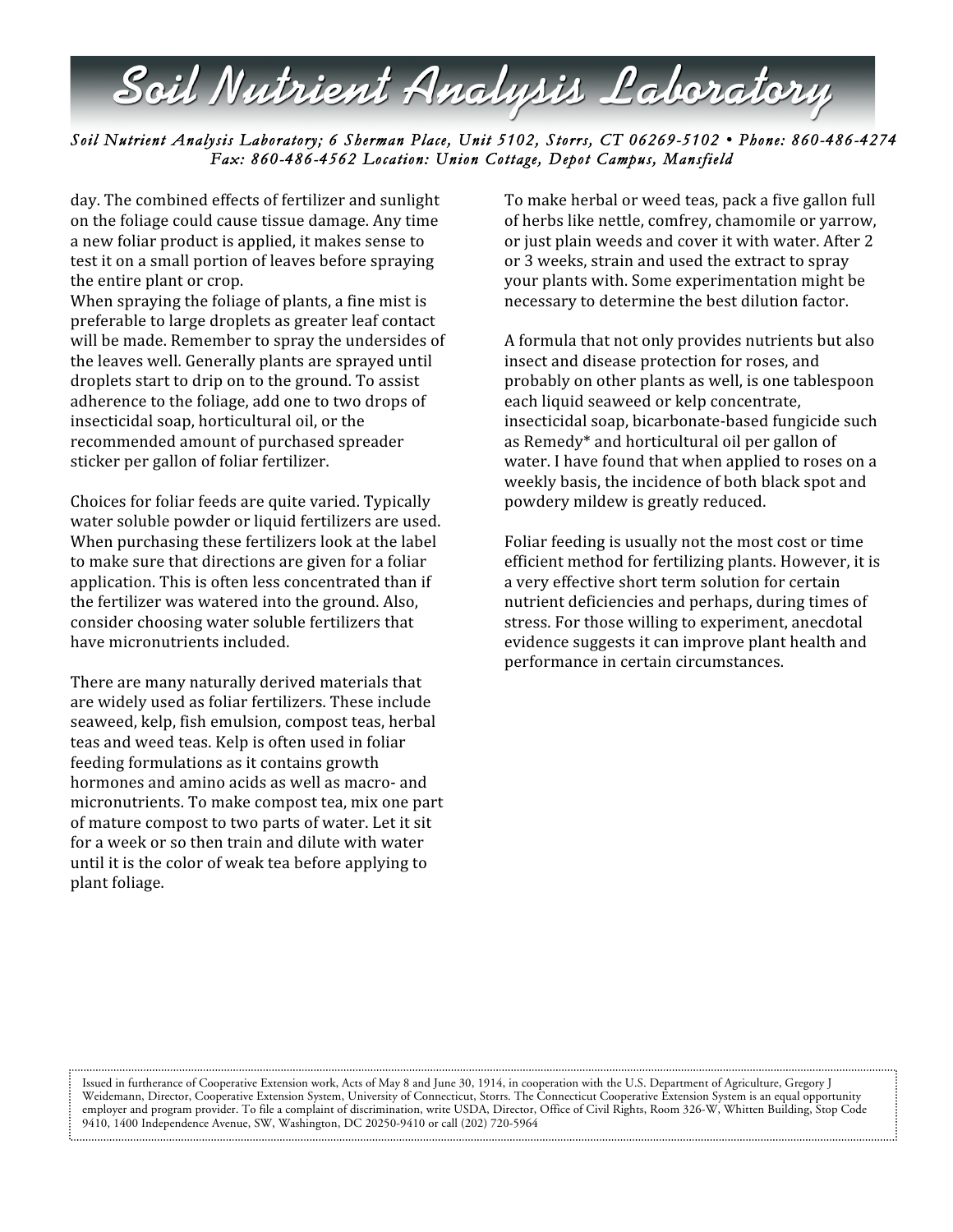day. The combined effects of fertilizer and sunlight on the foliage could cause tissue damage. Any time a new foliar product is applied, it makes sense to test it on a small portion of leaves before spraying the entire plant or crop.
When spraying the foliage of plants, a fine mist is preferable to large droplets as greater leaf contact will be made. Remember to spray the undersides of the leaves well. Generally plants are sprayed until droplets start to drip on to the ground. To assist adherence to the foliage, add one to two drops of insecticidal soap, horticultural oil, or the recommended amount of purchased spreader sticker per gallon of foliar fertilizer.

Choices for foliar feeds are quite varied. Typically water soluble powder or liquid fertilizers are used. When purchasing these fertilizers look at the label to make sure that directions are given for a foliar application. This is often less concentrated than if the fertilizer was watered into the ground. Also, consider choosing water soluble fertilizers that have micronutrients included.

There are many naturally derived materials that are widely used as foliar fertilizers. These include seaweed, kelp, fish emulsion, compost teas, herbal teas and weed teas. Kelp is often used in foliar feeding formulations as it contains growth hormones and amino acids as well as macro- and micronutrients. To make compost tea, mix one part of mature compost to two parts of water. Let it sit for a week or so then train and dilute with water until it is the color of weak tea before applying to plant foliage.

To make herbal or weed teas, pack a five gallon full of herbs like nettle, comfrey, chamomile or yarrow, or just plain weeds and cover it with water. After 2 or 3 weeks, strain and used the extract to spray your plants with. Some experimentation might be necessary to determine the best dilution factor.

A formula that not only provides nutrients but also insect and disease protection for roses, and probably on other plants as well, is one tablespoon each liquid seaweed or kelp concentrate, insecticidal soap, bicarbonate-based fungicide such as Remedy* and horticultural oil per gallon of water. I have found that when applied to roses on a weekly basis, the incidence of both black spot and powdery mildew is greatly reduced.

Foliar feeding is usually not the most cost or time efficient method for fertilizing plants. However, it is a very effective short term solution for certain nutrient deficiencies and perhaps, during times of stress. For those willing to experiment, anecdotal evidence suggests it can improve plant health and performance in certain circumstances.

Issued in furtherance of Cooperative Extension work, Acts of May 8 and June 30, 1914, in cooperation with the U.S. Department of Agriculture, Gregory J Weidemann, Director, Cooperative Extension System, University of Connecticut, Storrs. The Connecticut Cooperative Extension System is an equal opportunity employer and program provider. To file a complaint of discrimination, write USDA, Director, Office of Civil Rights, Room 326-W, Whitten Building, Stop Code 9410, 1400 Independence Avenue, SW, Washington, DC 20250-9410 or call (202) 720-5964